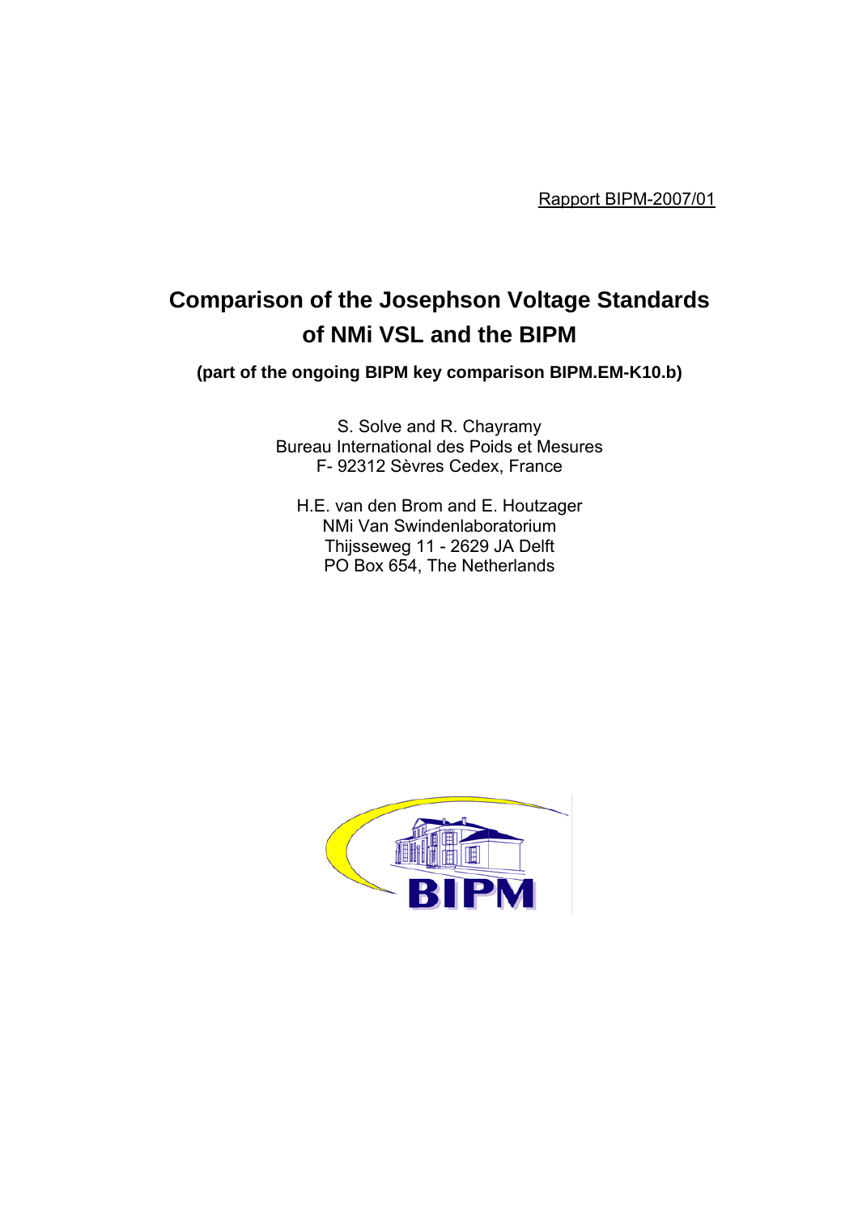Rapport BIPM-2007/01

# Comparison of the Josephson Voltage Standards of NMi VSL and the BIPM

**(part of the ongoing BIPM key comparison BIPM.EM-K10.b)**

S. Solve and R. Chayramy
Bureau International des Poids et Mesures
F- 92312 Sèvres Cedex, France

H.E. van den Brom and E. Houtzager
NMi Van Swindenlaboratorium
Thijsseweg 11 - 2629 JA Delft
PO Box 654, The Netherlands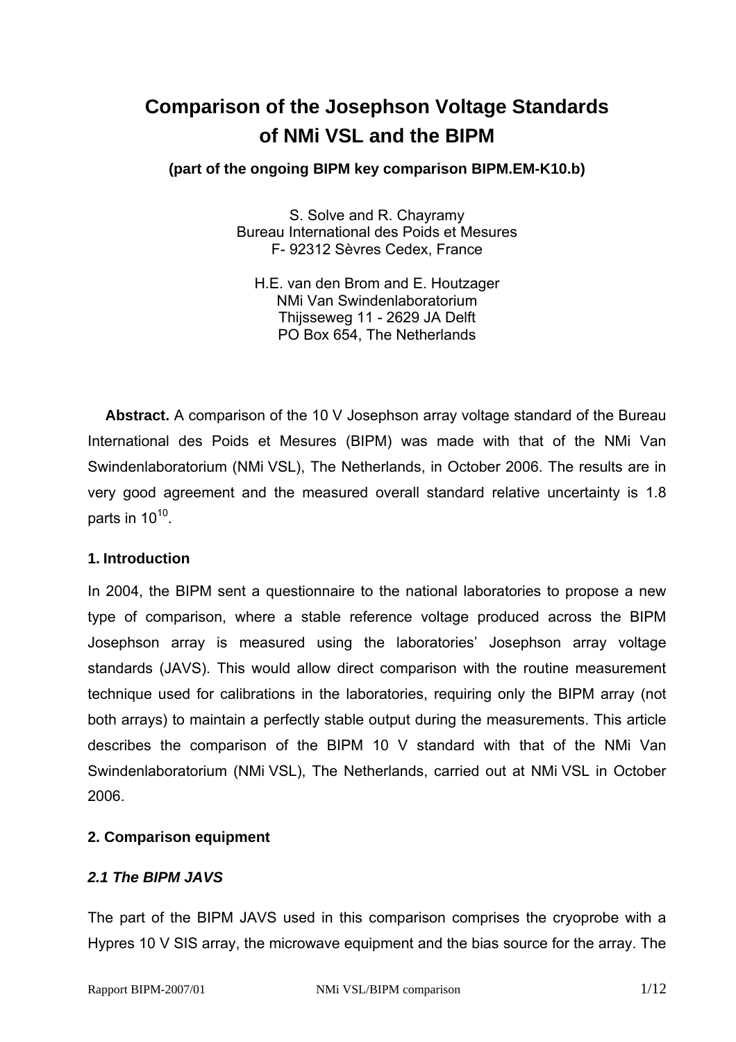# Comparison of the Josephson Voltage Standards of NMi VSL and the BIPM

**(part of the ongoing BIPM key comparison BIPM.EM-K10.b)**

S. Solve and R. Chayramy
Bureau International des Poids et Mesures
F- 92312 Sèvres Cedex, France

H.E. van den Brom and E. Houtzager
NMi Van Swindenlaboratorium
Thijsseweg 11 - 2629 JA Delft
PO Box 654, The Netherlands

**Abstract.** A comparison of the 10 V Josephson array voltage standard of the Bureau International des Poids et Mesures (BIPM) was made with that of the NMi Van Swindenlaboratorium (NMi VSL), The Netherlands, in October 2006. The results are in very good agreement and the measured overall standard relative uncertainty is 1.8 parts in $10^{10}$.

## 1. Introduction

In 2004, the BIPM sent a questionnaire to the national laboratories to propose a new type of comparison, where a stable reference voltage produced across the BIPM Josephson array is measured using the laboratories' Josephson array voltage standards (JAVS). This would allow direct comparison with the routine measurement technique used for calibrations in the laboratories, requiring only the BIPM array (not both arrays) to maintain a perfectly stable output during the measurements. This article describes the comparison of the BIPM 10 V standard with that of the NMi Van Swindenlaboratorium (NMi VSL), The Netherlands, carried out at NMi VSL in October 2006.

## 2. Comparison equipment

### *2.1 The BIPM JAVS*

The part of the BIPM JAVS used in this comparison comprises the cryoprobe with a Hypres 10 V SIS array, the microwave equipment and the bias source for the array. The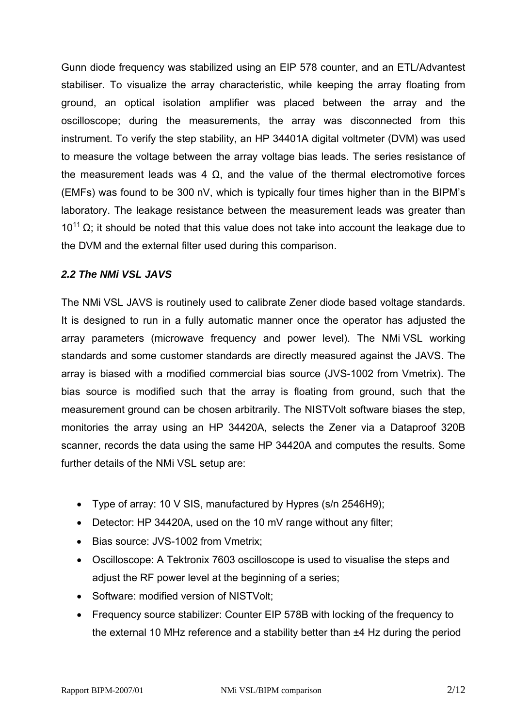Gunn diode frequency was stabilized using an EIP 578 counter, and an ETL/Advantest stabiliser. To visualize the array characteristic, while keeping the array floating from ground, an optical isolation amplifier was placed between the array and the oscilloscope; during the measurements, the array was disconnected from this instrument. To verify the step stability, an HP 34401A digital voltmeter (DVM) was used to measure the voltage between the array voltage bias leads. The series resistance of the measurement leads was 4 Ω, and the value of the thermal electromotive forces (EMFs) was found to be 300 nV, which is typically four times higher than in the BIPM's laboratory. The leakage resistance between the measurement leads was greater than $10^{11}$ Ω; it should be noted that this value does not take into account the leakage due to the DVM and the external filter used during this comparison.

### *2.2 The NMi VSL JAVS*

The NMi VSL JAVS is routinely used to calibrate Zener diode based voltage standards. It is designed to run in a fully automatic manner once the operator has adjusted the array parameters (microwave frequency and power level). The NMi VSL working standards and some customer standards are directly measured against the JAVS. The array is biased with a modified commercial bias source (JVS-1002 from Vmetrix). The bias source is modified such that the array is floating from ground, such that the measurement ground can be chosen arbitrarily. The NISTVolt software biases the step, monitories the array using an HP 34420A, selects the Zener via a Dataproof 320B scanner, records the data using the same HP 34420A and computes the results. Some further details of the NMi VSL setup are:

- Type of array: 10 V SIS, manufactured by Hypres (s/n 2546H9);
- Detector: HP 34420A, used on the 10 mV range without any filter;
- Bias source: JVS-1002 from Vmetrix;
- Oscilloscope: A Tektronix 7603 oscilloscope is used to visualise the steps and adjust the RF power level at the beginning of a series;
- Software: modified version of NISTVolt;
- Frequency source stabilizer: Counter EIP 578B with locking of the frequency to the external 10 MHz reference and a stability better than ±4 Hz during the period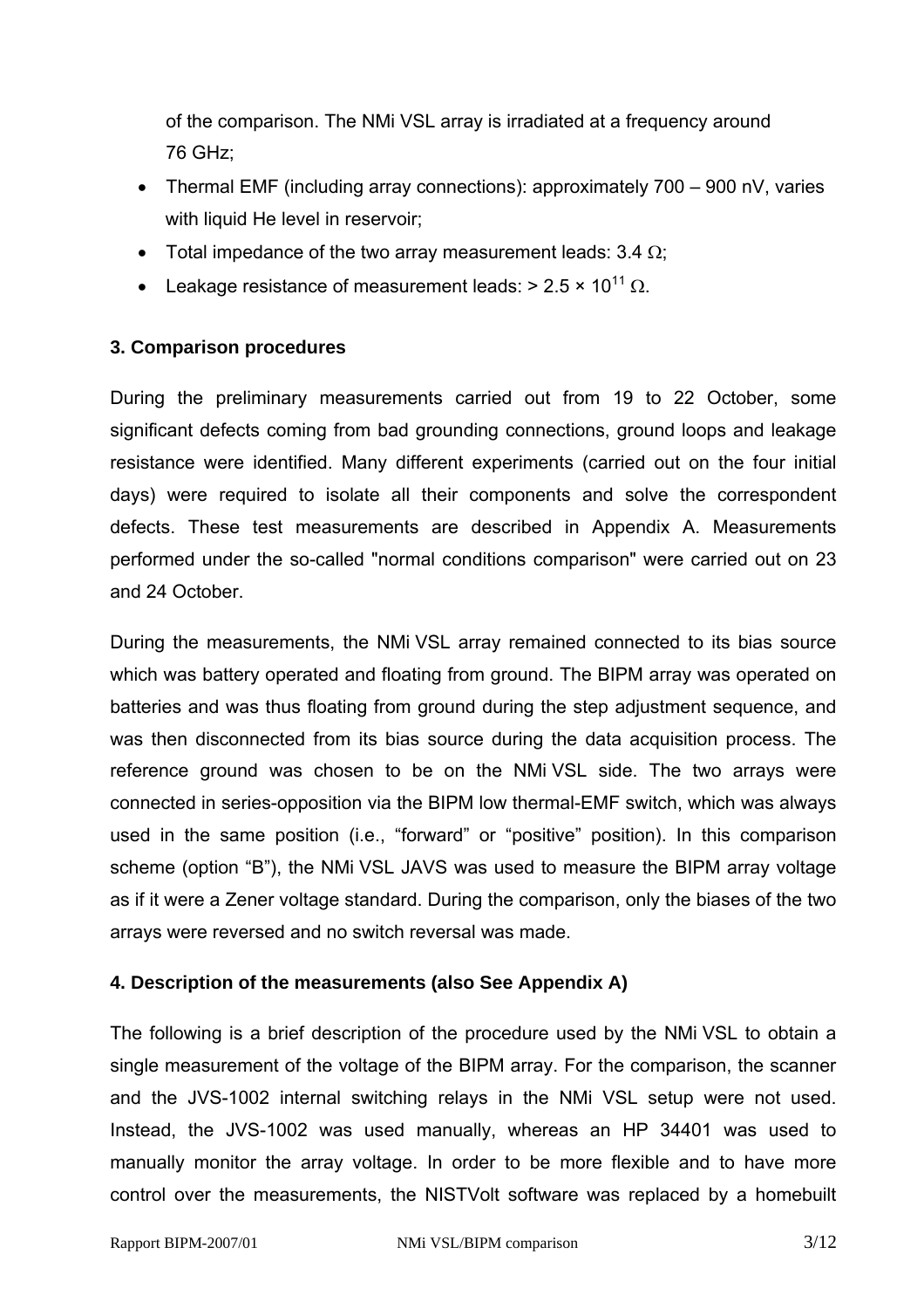of the comparison. The NMi VSL array is irradiated at a frequency around 76 GHz;

- Thermal EMF (including array connections): approximately 700 – 900 nV, varies with liquid He level in reservoir;
- Total impedance of the two array measurement leads: 3.4 Ω;
- Leakage resistance of measurement leads: > $2.5 \times 10^{11}$ Ω.

### 3. Comparison procedures

During the preliminary measurements carried out from 19 to 22 October, some significant defects coming from bad grounding connections, ground loops and leakage resistance were identified. Many different experiments (carried out on the four initial days) were required to isolate all their components and solve the correspondent defects. These test measurements are described in Appendix A. Measurements performed under the so-called "normal conditions comparison" were carried out on 23 and 24 October.

During the measurements, the NMi VSL array remained connected to its bias source which was battery operated and floating from ground. The BIPM array was operated on batteries and was thus floating from ground during the step adjustment sequence, and was then disconnected from its bias source during the data acquisition process. The reference ground was chosen to be on the NMi VSL side. The two arrays were connected in series-opposition via the BIPM low thermal-EMF switch, which was always used in the same position (i.e., “forward” or “positive” position). In this comparison scheme (option “B”), the NMi VSL JAVS was used to measure the BIPM array voltage as if it were a Zener voltage standard. During the comparison, only the biases of the two arrays were reversed and no switch reversal was made.

### 4. Description of the measurements (also See Appendix A)

The following is a brief description of the procedure used by the NMi VSL to obtain a single measurement of the voltage of the BIPM array. For the comparison, the scanner and the JVS-1002 internal switching relays in the NMi VSL setup were not used. Instead, the JVS-1002 was used manually, whereas an HP 34401 was used to manually monitor the array voltage. In order to be more flexible and to have more control over the measurements, the NISTVolt software was replaced by a homebuilt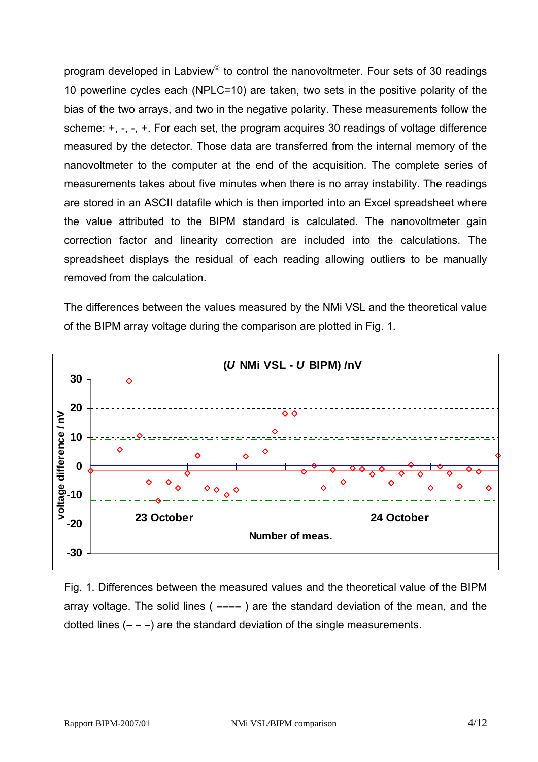program developed in Labview© to control the nanovoltmeter. Four sets of 30 readings 10 powerline cycles each (NPLC=10) are taken, two sets in the positive polarity of the bias of the two arrays, and two in the negative polarity. These measurements follow the scheme: +, -, -, +. For each set, the program acquires 30 readings of voltage difference measured by the detector. Those data are transferred from the internal memory of the nanovoltmeter to the computer at the end of the acquisition. The complete series of measurements takes about five minutes when there is no array instability. The readings are stored in an ASCII datafile which is then imported into an Excel spreadsheet where the value attributed to the BIPM standard is calculated. The nanovoltmeter gain correction factor and linearity correction are included into the calculations. The spreadsheet displays the residual of each reading allowing outliers to be manually removed from the calculation.

The differences between the values measured by the NMi VSL and the theoretical value of the BIPM array voltage during the comparison are plotted in Fig. 1.

Fig. 1. Differences between the measured values and the theoretical value of the BIPM array voltage. The solid lines ( –––– ) are the standard deviation of the mean, and the dotted lines (– – –) are the standard deviation of the single measurements.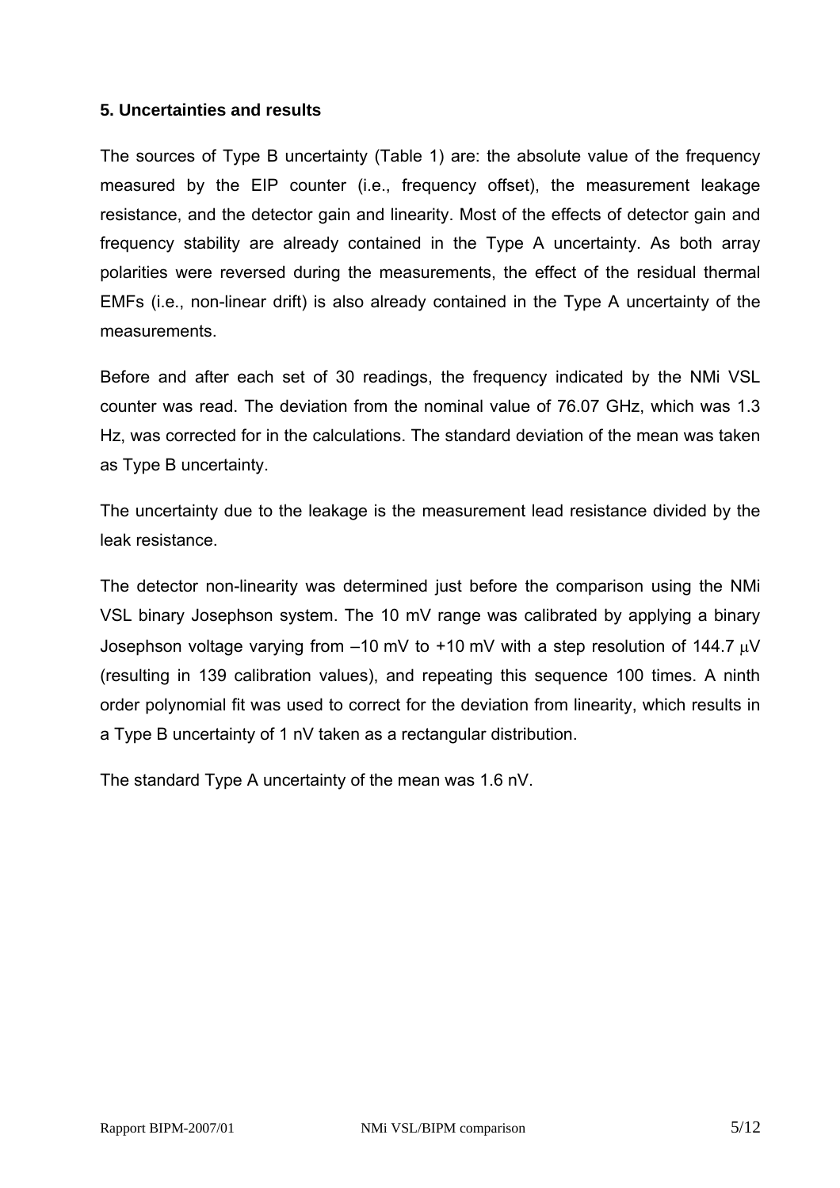## 5. Uncertainties and results

The sources of Type B uncertainty (Table 1) are: the absolute value of the frequency measured by the EIP counter (i.e., frequency offset), the measurement leakage resistance, and the detector gain and linearity. Most of the effects of detector gain and frequency stability are already contained in the Type A uncertainty. As both array polarities were reversed during the measurements, the effect of the residual thermal EMFs (i.e., non-linear drift) is also already contained in the Type A uncertainty of the measurements.

Before and after each set of 30 readings, the frequency indicated by the NMi VSL counter was read. The deviation from the nominal value of 76.07 GHz, which was 1.3 Hz, was corrected for in the calculations. The standard deviation of the mean was taken as Type B uncertainty.

The uncertainty due to the leakage is the measurement lead resistance divided by the leak resistance.

The detector non-linearity was determined just before the comparison using the NMi VSL binary Josephson system. The 10 mV range was calibrated by applying a binary Josephson voltage varying from –10 mV to +10 mV with a step resolution of 144.7 μV (resulting in 139 calibration values), and repeating this sequence 100 times. A ninth order polynomial fit was used to correct for the deviation from linearity, which results in a Type B uncertainty of 1 nV taken as a rectangular distribution.

The standard Type A uncertainty of the mean was 1.6 nV.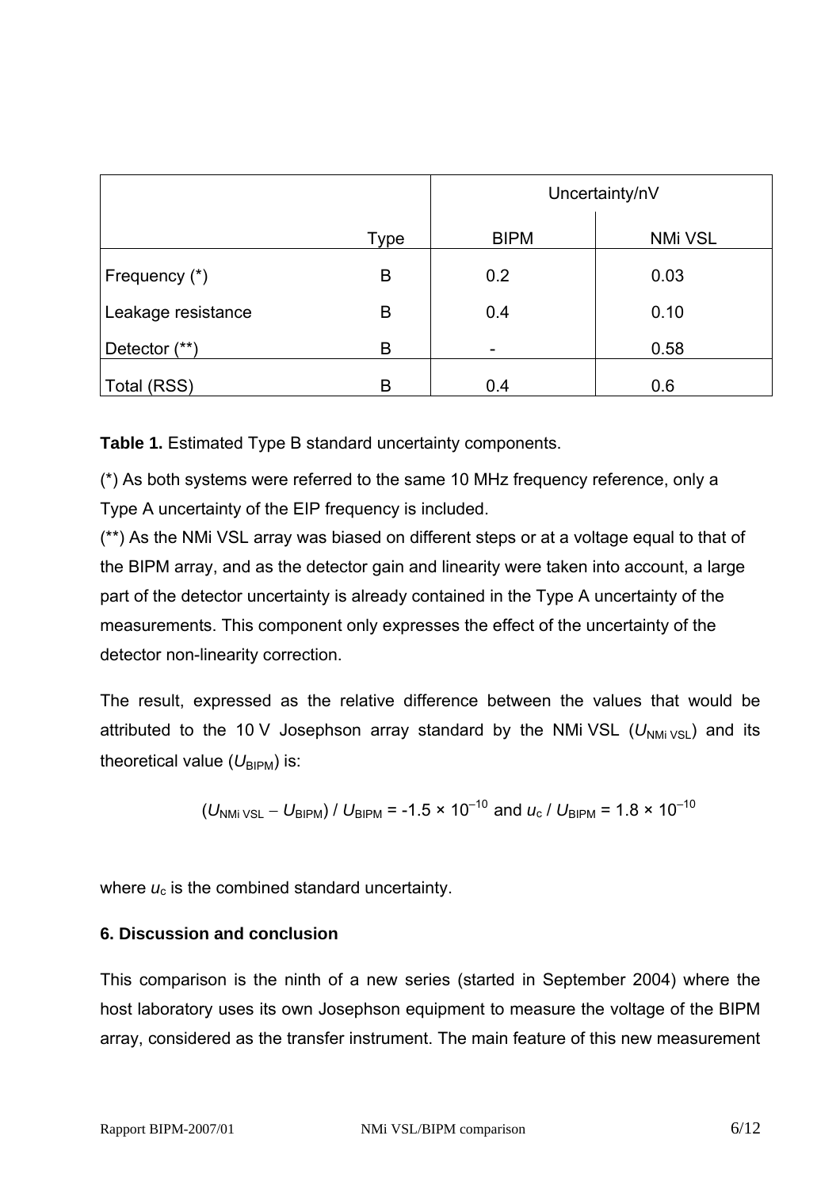| | | Uncertainty/nV | |
|---|---|---|---|
| | Type | BIPM | NMi VSL |
| Frequency (*) | B | 0.2 | 0.03 |
| Leakage resistance | B | 0.4 | 0.10 |
| Detector (**) | B | - | 0.58 |
| Total (RSS) | B | 0.4 | 0.6 |

**Table 1.** Estimated Type B standard uncertainty components.

(*) As both systems were referred to the same 10 MHz frequency reference, only a Type A uncertainty of the EIP frequency is included.

(**) As the NMi VSL array was biased on different steps or at a voltage equal to that of the BIPM array, and as the detector gain and linearity were taken into account, a large part of the detector uncertainty is already contained in the Type A uncertainty of the measurements. This component only expresses the effect of the uncertainty of the detector non-linearity correction.

The result, expressed as the relative difference between the values that would be attributed to the 10 V Josephson array standard by the NMi VSL ($U_{\text{NMi VSL}}$) and its theoretical value ($U_{\text{BIPM}}$) is:

$$(U_{\text{NMi VSL}} - U_{\text{BIPM}}) / U_{\text{BIPM}} = -1.5 \times 10^{-10} \text{ and } u_c / U_{\text{BIPM}} = 1.8 \times 10^{-10}$$

where $u_c$ is the combined standard uncertainty.

## 6. Discussion and conclusion

This comparison is the ninth of a new series (started in September 2004) where the host laboratory uses its own Josephson equipment to measure the voltage of the BIPM array, considered as the transfer instrument. The main feature of this new measurement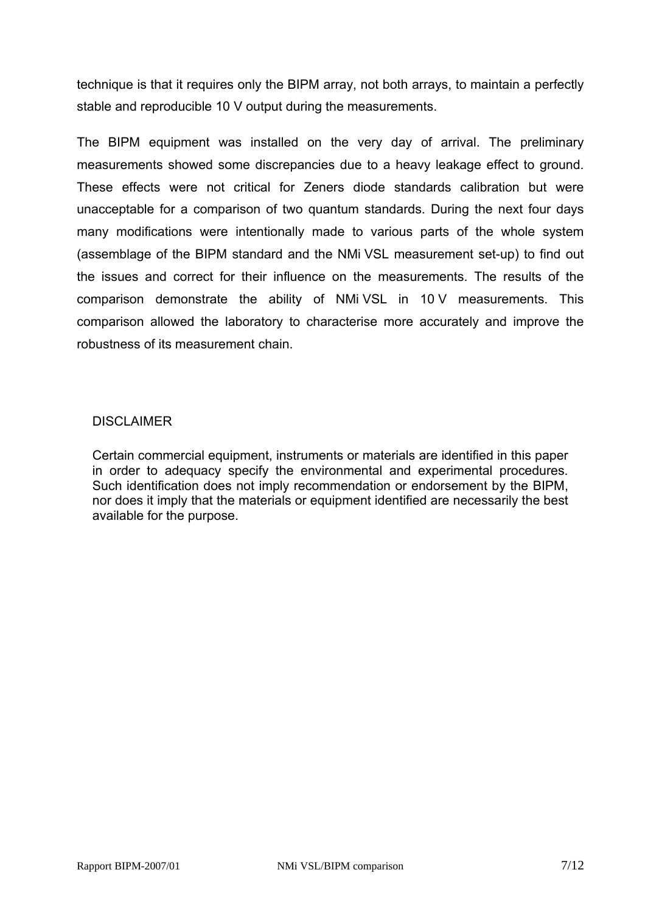technique is that it requires only the BIPM array, not both arrays, to maintain a perfectly stable and reproducible 10 V output during the measurements.

The BIPM equipment was installed on the very day of arrival. The preliminary measurements showed some discrepancies due to a heavy leakage effect to ground. These effects were not critical for Zeners diode standards calibration but were unacceptable for a comparison of two quantum standards. During the next four days many modifications were intentionally made to various parts of the whole system (assemblage of the BIPM standard and the NMi VSL measurement set-up) to find out the issues and correct for their influence on the measurements. The results of the comparison demonstrate the ability of NMi VSL in 10 V measurements. This comparison allowed the laboratory to characterise more accurately and improve the robustness of its measurement chain.

DISCLAIMER

Certain commercial equipment, instruments or materials are identified in this paper in order to adequacy specify the environmental and experimental procedures. Such identification does not imply recommendation or endorsement by the BIPM, nor does it imply that the materials or equipment identified are necessarily the best available for the purpose.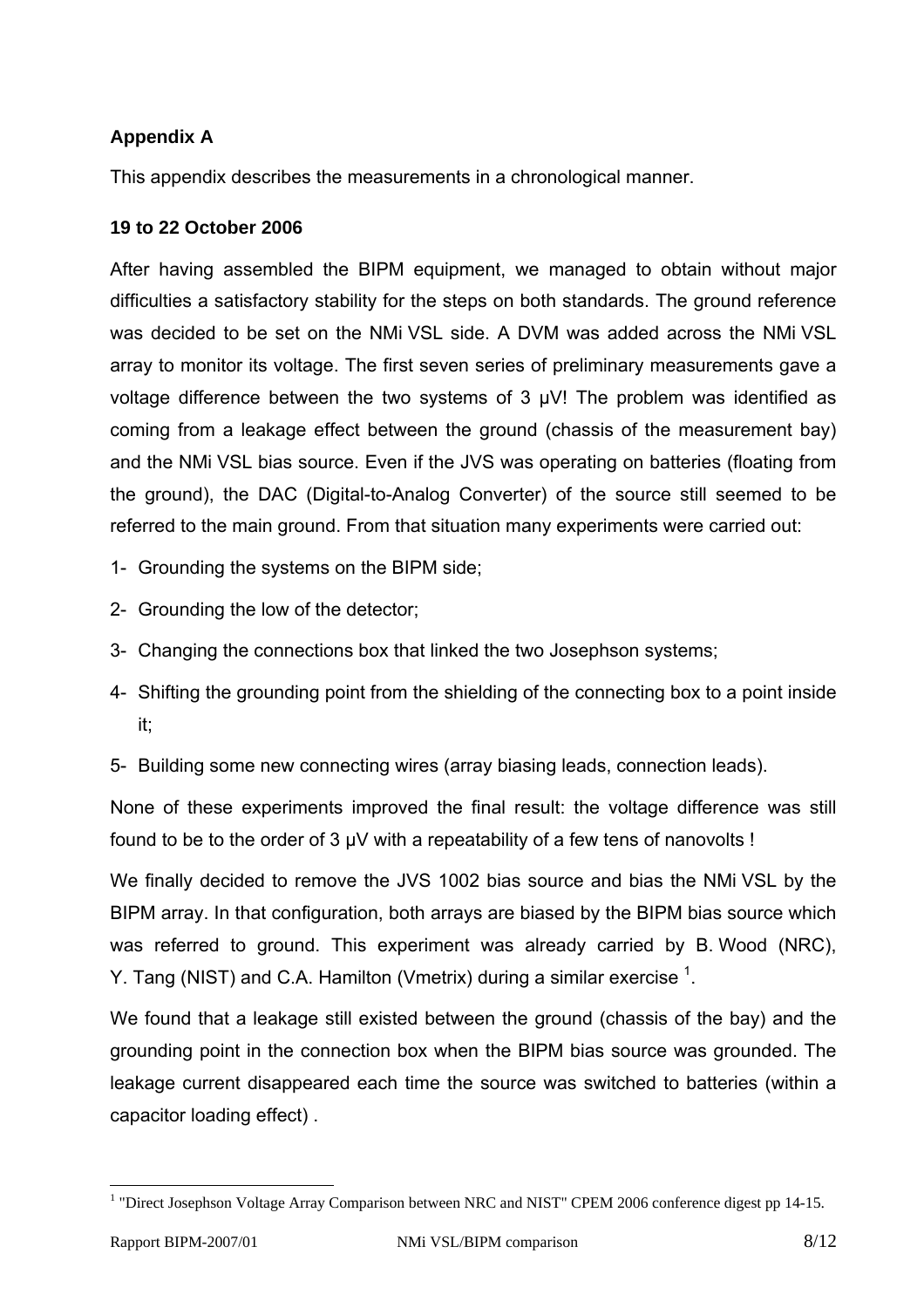### Appendix A

This appendix describes the measurements in a chronological manner.

#### 19 to 22 October 2006

After having assembled the BIPM equipment, we managed to obtain without major difficulties a satisfactory stability for the steps on both standards. The ground reference was decided to be set on the NMi VSL side. A DVM was added across the NMi VSL array to monitor its voltage. The first seven series of preliminary measurements gave a voltage difference between the two systems of 3 µV! The problem was identified as coming from a leakage effect between the ground (chassis of the measurement bay) and the NMi VSL bias source. Even if the JVS was operating on batteries (floating from the ground), the DAC (Digital-to-Analog Converter) of the source still seemed to be referred to the main ground. From that situation many experiments were carried out:

1- Grounding the systems on the BIPM side;
2- Grounding the low of the detector;
3- Changing the connections box that linked the two Josephson systems;
4- Shifting the grounding point from the shielding of the connecting box to a point inside it;
5- Building some new connecting wires (array biasing leads, connection leads).

None of these experiments improved the final result: the voltage difference was still found to be to the order of 3 µV with a repeatability of a few tens of nanovolts !

We finally decided to remove the JVS 1002 bias source and bias the NMi VSL by the BIPM array. In that configuration, both arrays are biased by the BIPM bias source which was referred to ground. This experiment was already carried by B. Wood (NRC), Y. Tang (NIST) and C.A. Hamilton (Vmetrix) during a similar exercise [1].

We found that a leakage still existed between the ground (chassis of the bay) and the grounding point in the connection box when the BIPM bias source was grounded. The leakage current disappeared each time the source was switched to batteries (within a capacitor loading effect) .

[1] "Direct Josephson Voltage Array Comparison between NRC and NIST" CPEM 2006 conference digest pp 14-15.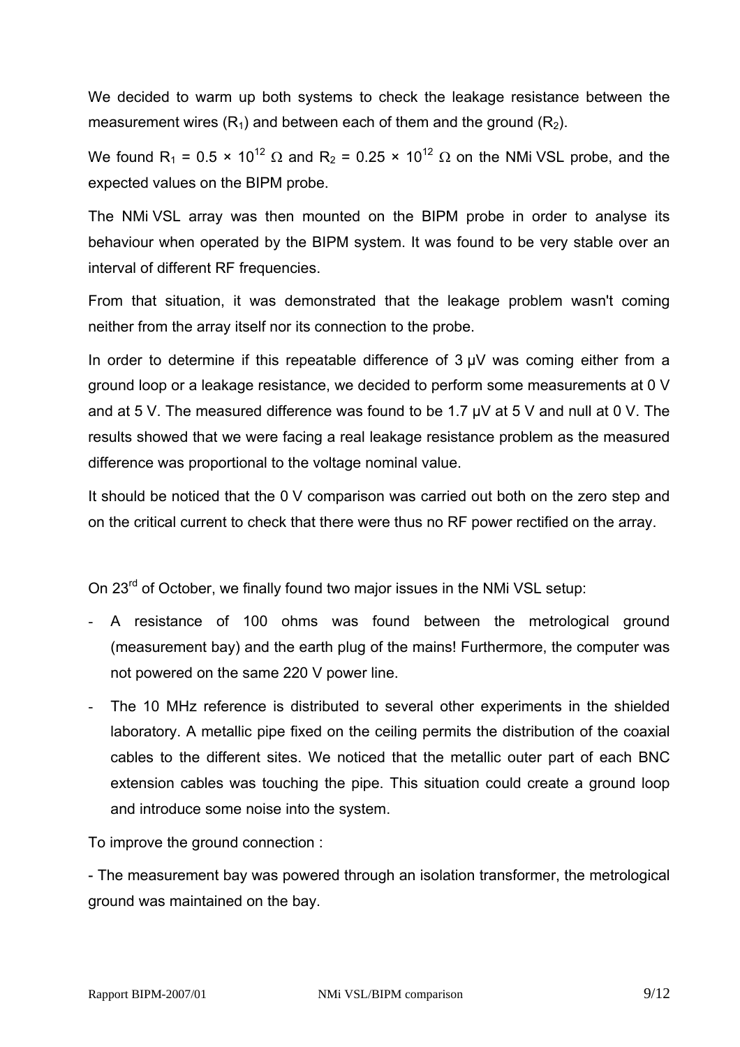We decided to warm up both systems to check the leakage resistance between the measurement wires ($R_1$) and between each of them and the ground ($R_2$).

We found $R_1 = 0.5 \times 10^{12}\ \Omega$ and $R_2 = 0.25 \times 10^{12}\ \Omega$ on the NMi VSL probe, and the expected values on the BIPM probe.

The NMi VSL array was then mounted on the BIPM probe in order to analyse its behaviour when operated by the BIPM system. It was found to be very stable over an interval of different RF frequencies.

From that situation, it was demonstrated that the leakage problem wasn't coming neither from the array itself nor its connection to the probe.

In order to determine if this repeatable difference of 3 µV was coming either from a ground loop or a leakage resistance, we decided to perform some measurements at 0 V and at 5 V. The measured difference was found to be 1.7 µV at 5 V and null at 0 V. The results showed that we were facing a real leakage resistance problem as the measured difference was proportional to the voltage nominal value.

It should be noticed that the 0 V comparison was carried out both on the zero step and on the critical current to check that there were thus no RF power rectified on the array.

On 23rd of October, we finally found two major issues in the NMi VSL setup:

- A resistance of 100 ohms was found between the metrological ground (measurement bay) and the earth plug of the mains! Furthermore, the computer was not powered on the same 220 V power line.
- The 10 MHz reference is distributed to several other experiments in the shielded laboratory. A metallic pipe fixed on the ceiling permits the distribution of the coaxial cables to the different sites. We noticed that the metallic outer part of each BNC extension cables was touching the pipe. This situation could create a ground loop and introduce some noise into the system.

To improve the ground connection :

- The measurement bay was powered through an isolation transformer, the metrological ground was maintained on the bay.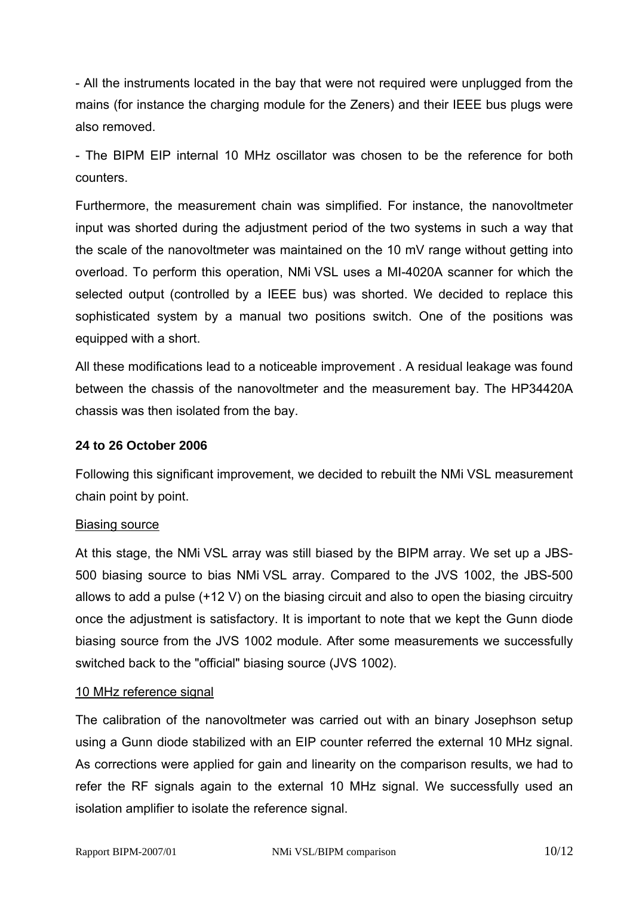- All the instruments located in the bay that were not required were unplugged from the mains (for instance the charging module for the Zeners) and their IEEE bus plugs were also removed.

- The BIPM EIP internal 10 MHz oscillator was chosen to be the reference for both counters.

Furthermore, the measurement chain was simplified. For instance, the nanovoltmeter input was shorted during the adjustment period of the two systems in such a way that the scale of the nanovoltmeter was maintained on the 10 mV range without getting into overload. To perform this operation, NMi VSL uses a MI-4020A scanner for which the selected output (controlled by a IEEE bus) was shorted. We decided to replace this sophisticated system by a manual two positions switch. One of the positions was equipped with a short.

All these modifications lead to a noticeable improvement . A residual leakage was found between the chassis of the nanovoltmeter and the measurement bay. The HP34420A chassis was then isolated from the bay.

**24 to 26 October 2006**

Following this significant improvement, we decided to rebuilt the NMi VSL measurement chain point by point.

Biasing source

At this stage, the NMi VSL array was still biased by the BIPM array. We set up a JBS-500 biasing source to bias NMi VSL array. Compared to the JVS 1002, the JBS-500 allows to add a pulse (+12 V) on the biasing circuit and also to open the biasing circuitry once the adjustment is satisfactory. It is important to note that we kept the Gunn diode biasing source from the JVS 1002 module. After some measurements we successfully switched back to the "official" biasing source (JVS 1002).

10 MHz reference signal

The calibration of the nanovoltmeter was carried out with an binary Josephson setup using a Gunn diode stabilized with an EIP counter referred the external 10 MHz signal. As corrections were applied for gain and linearity on the comparison results, we had to refer the RF signals again to the external 10 MHz signal. We successfully used an isolation amplifier to isolate the reference signal.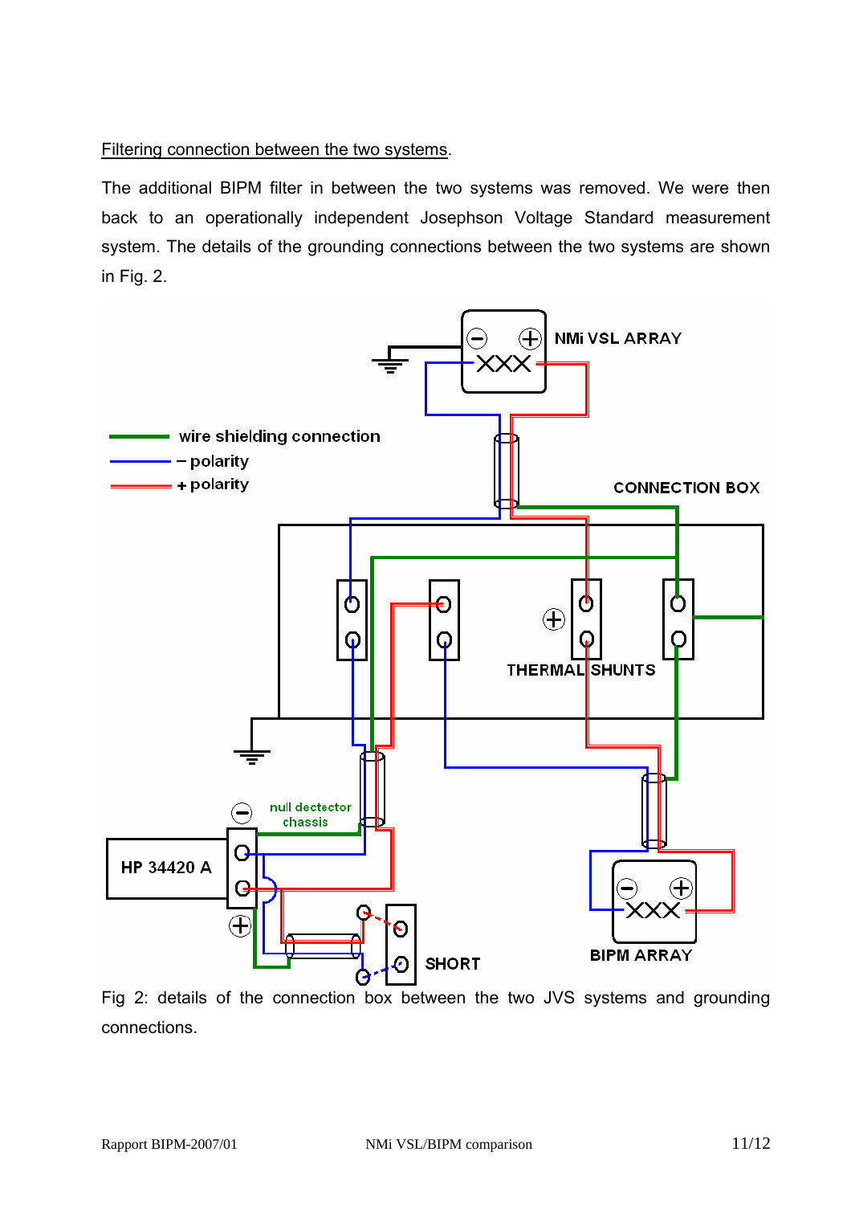Filtering connection between the two systems.

The additional BIPM filter in between the two systems was removed. We were then back to an operationally independent Josephson Voltage Standard measurement system. The details of the grounding connections between the two systems are shown in Fig. 2.

Fig 2: details of the connection box between the two JVS systems and grounding connections.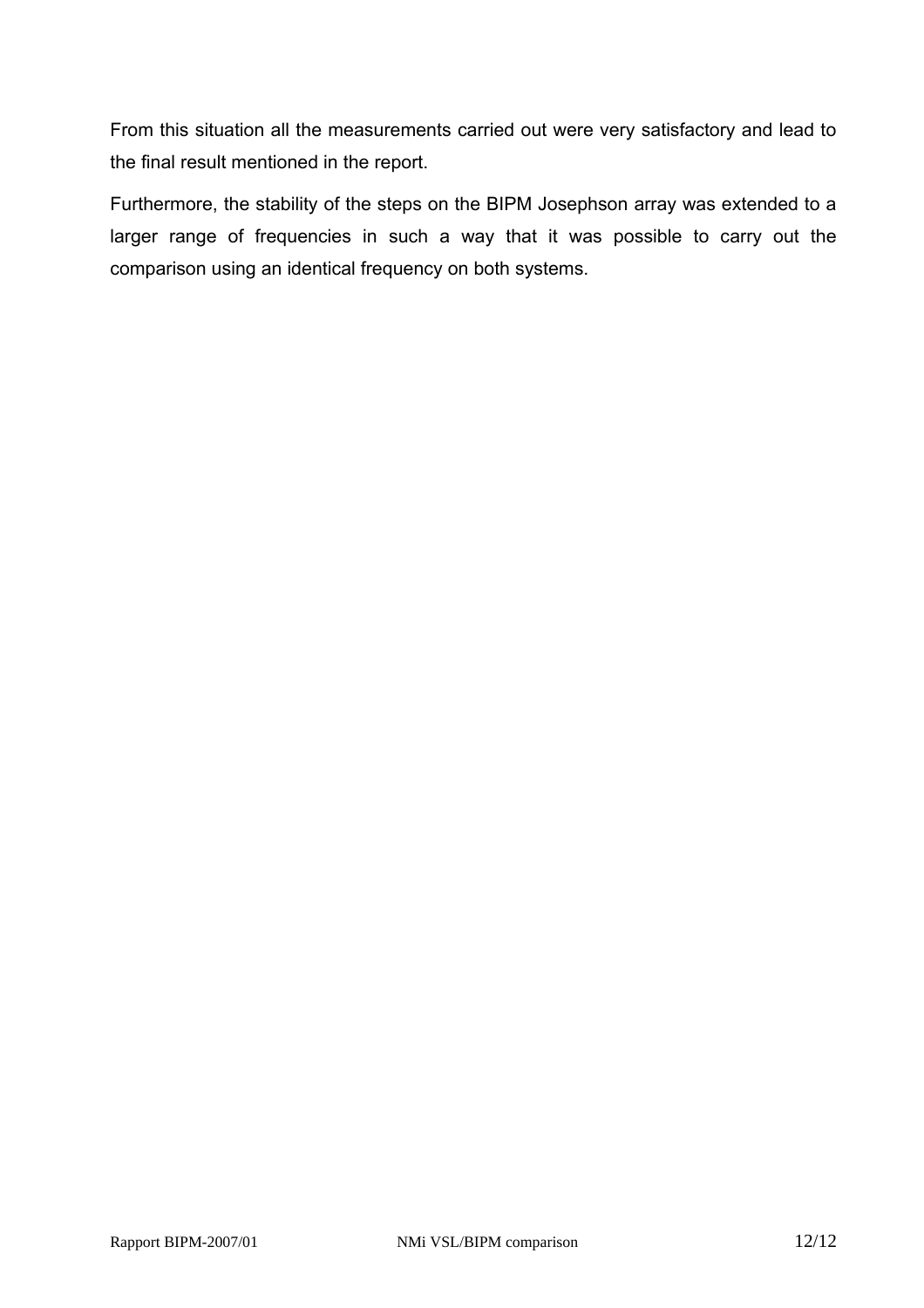From this situation all the measurements carried out were very satisfactory and lead to the final result mentioned in the report.

Furthermore, the stability of the steps on the BIPM Josephson array was extended to a larger range of frequencies in such a way that it was possible to carry out the comparison using an identical frequency on both systems.